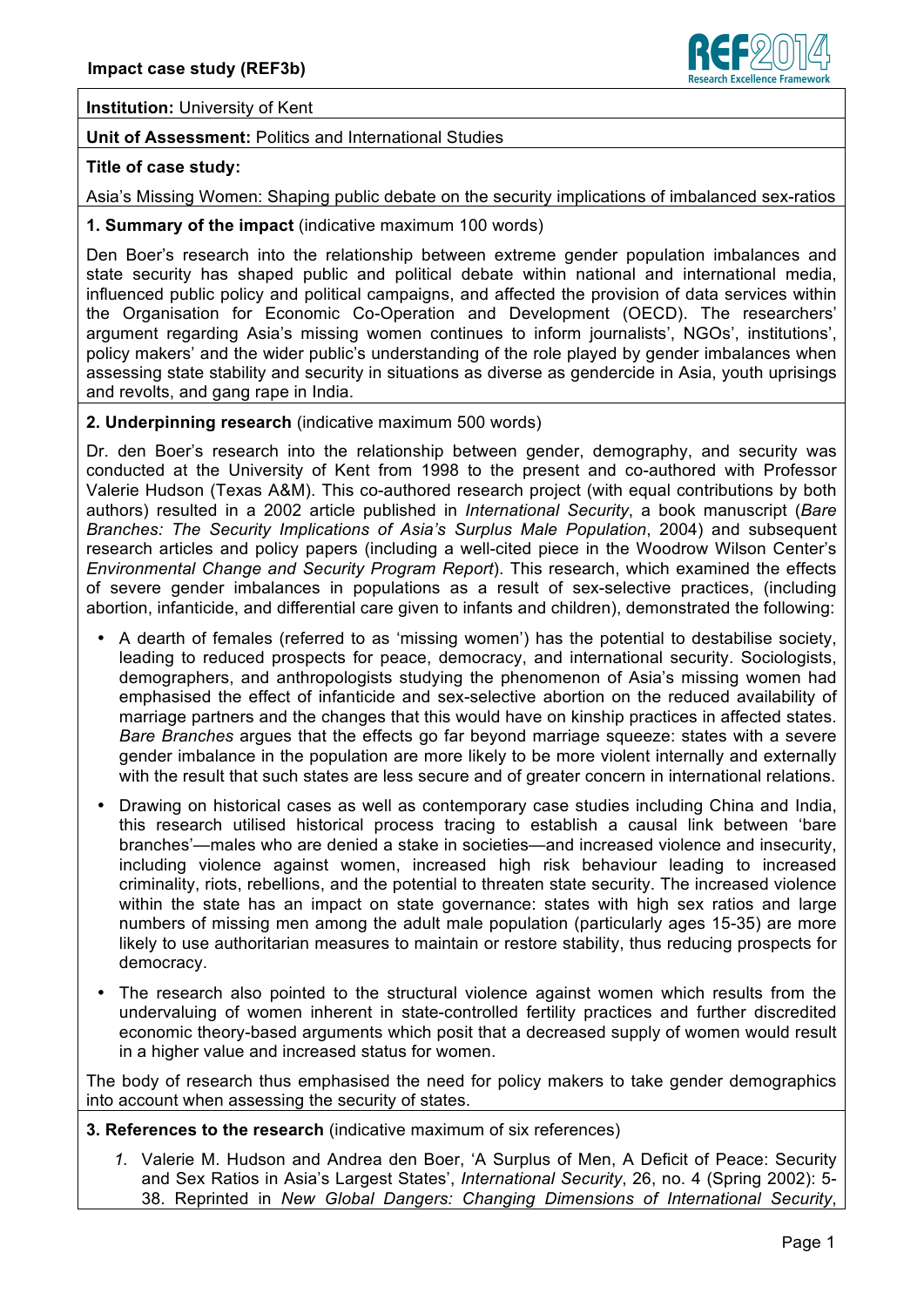**Impact case study (REF3b)**

**Institution:** University of Kent

**Unit of Assessment:** Politics and International Studies

**Title of case study:**

Asia's Missing Women: Shaping public debate on the security implications of imbalanced sex-ratios

**1. Summary of the impact** (indicative maximum 100 words)

Den Boer's research into the relationship between extreme gender population imbalances and state security has shaped public and political debate within national and international media, influenced public policy and political campaigns, and affected the provision of data services within the Organisation for Economic Co-Operation and Development (OECD). The researchers' argument regarding Asia's missing women continues to inform journalists', NGOs', institutions', policy makers' and the wider public's understanding of the role played by gender imbalances when assessing state stability and security in situations as diverse as gendercide in Asia, youth uprisings and revolts, and gang rape in India.

**2. Underpinning research** (indicative maximum 500 words)

Dr. den Boer's research into the relationship between gender, demography, and security was conducted at the University of Kent from 1998 to the present and co-authored with Professor Valerie Hudson (Texas A&M). This co-authored research project (with equal contributions by both authors) resulted in a 2002 article published in *International Security*, a book manuscript (*Bare Branches: The Security Implications of Asia's Surplus Male Population*, 2004) and subsequent research articles and policy papers (including a well-cited piece in the Woodrow Wilson Center's *Environmental Change and Security Program Report*). This research, which examined the effects of severe gender imbalances in populations as a result of sex-selective practices, (including abortion, infanticide, and differential care given to infants and children), demonstrated the following:

- A dearth of females (referred to as 'missing women') has the potential to destabilise society, leading to reduced prospects for peace, democracy, and international security. Sociologists, demographers, and anthropologists studying the phenomenon of Asia's missing women had emphasised the effect of infanticide and sex-selective abortion on the reduced availability of marriage partners and the changes that this would have on kinship practices in affected states. *Bare Branches* argues that the effects go far beyond marriage squeeze: states with a severe gender imbalance in the population are more likely to be more violent internally and externally with the result that such states are less secure and of greater concern in international relations.
- Drawing on historical cases as well as contemporary case studies including China and India, this research utilised historical process tracing to establish a causal link between 'bare branches'—males who are denied a stake in societies—and increased violence and insecurity, including violence against women, increased high risk behaviour leading to increased criminality, riots, rebellions, and the potential to threaten state security. The increased violence within the state has an impact on state governance: states with high sex ratios and large numbers of missing men among the adult male population (particularly ages 15-35) are more likely to use authoritarian measures to maintain or restore stability, thus reducing prospects for democracy.
- The research also pointed to the structural violence against women which results from the undervaluing of women inherent in state-controlled fertility practices and further discredited economic theory-based arguments which posit that a decreased supply of women would result in a higher value and increased status for women.

The body of research thus emphasised the need for policy makers to take gender demographics into account when assessing the security of states.

**3. References to the research** (indicative maximum of six references)

1. Valerie M. Hudson and Andrea den Boer, 'A Surplus of Men, A Deficit of Peace: Security and Sex Ratios in Asia's Largest States', *International Security*, 26, no. 4 (Spring 2002): 5-38. Reprinted in *New Global Dangers: Changing Dimensions of International Security*,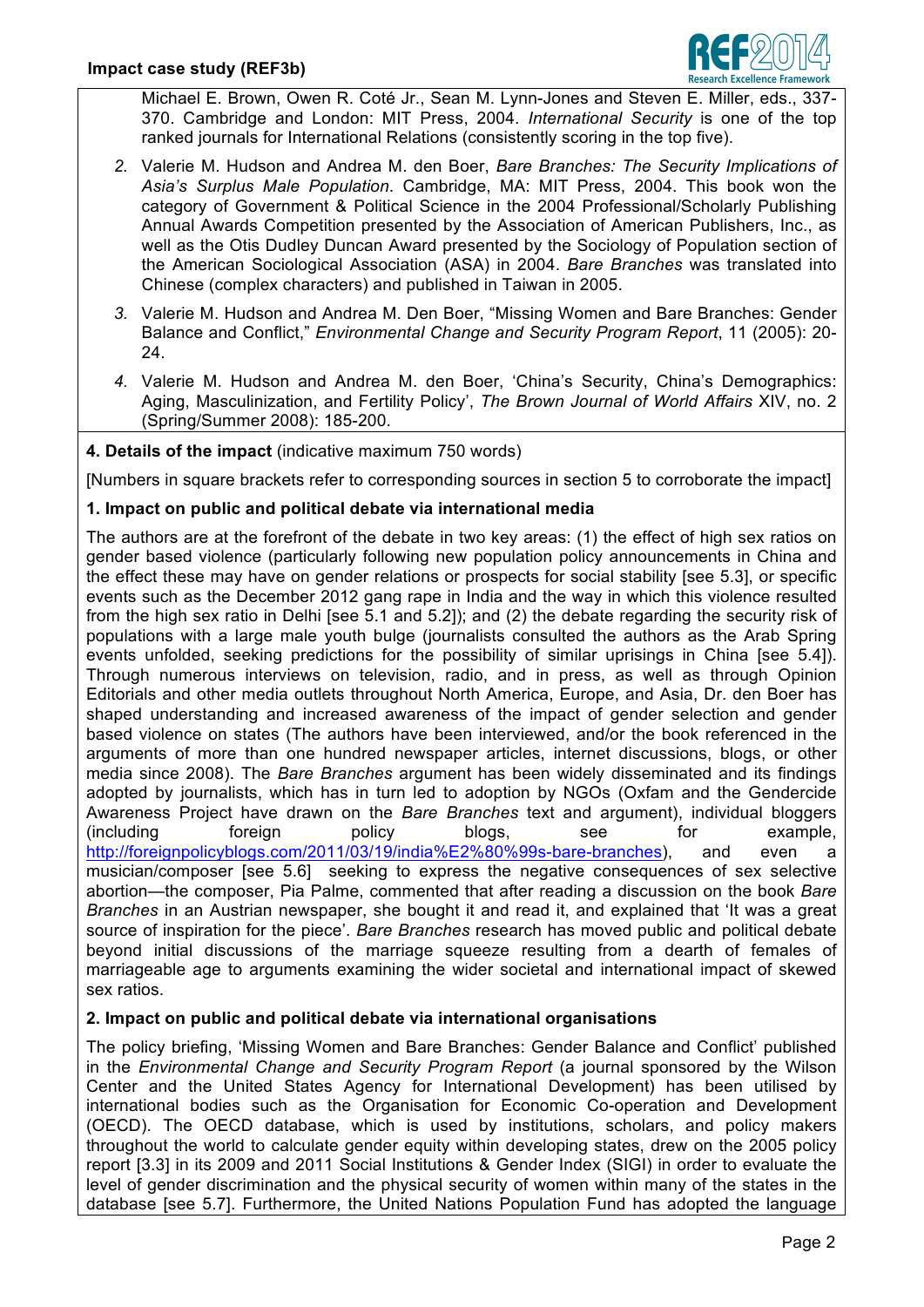Michael E. Brown, Owen R. Coté Jr., Sean M. Lynn-Jones and Steven E. Miller, eds., 337-370. Cambridge and London: MIT Press, 2004. *International Security* is one of the top ranked journals for International Relations (consistently scoring in the top five).

2. Valerie M. Hudson and Andrea M. den Boer, *Bare Branches: The Security Implications of Asia's Surplus Male Population*. Cambridge, MA: MIT Press, 2004. This book won the category of Government & Political Science in the 2004 Professional/Scholarly Publishing Annual Awards Competition presented by the Association of American Publishers, Inc., as well as the Otis Dudley Duncan Award presented by the Sociology of Population section of the American Sociological Association (ASA) in 2004. *Bare Branches* was translated into Chinese (complex characters) and published in Taiwan in 2005.
3. Valerie M. Hudson and Andrea M. Den Boer, "Missing Women and Bare Branches: Gender Balance and Conflict," *Environmental Change and Security Program Report*, 11 (2005): 20-24.
4. Valerie M. Hudson and Andrea M. den Boer, 'China's Security, China's Demographics: Aging, Masculinization, and Fertility Policy', *The Brown Journal of World Affairs* XIV, no. 2 (Spring/Summer 2008): 185-200.

**4. Details of the impact** (indicative maximum 750 words)

[Numbers in square brackets refer to corresponding sources in section 5 to corroborate the impact]

**1. Impact on public and political debate via international media**

The authors are at the forefront of the debate in two key areas: (1) the effect of high sex ratios on gender based violence (particularly following new population policy announcements in China and the effect these may have on gender relations or prospects for social stability [see 5.3], or specific events such as the December 2012 gang rape in India and the way in which this violence resulted from the high sex ratio in Delhi [see 5.1 and 5.2]); and (2) the debate regarding the security risk of populations with a large male youth bulge (journalists consulted the authors as the Arab Spring events unfolded, seeking predictions for the possibility of similar uprisings in China [see 5.4]). Through numerous interviews on television, radio, and in press, as well as through Opinion Editorials and other media outlets throughout North America, Europe, and Asia, Dr. den Boer has shaped understanding and increased awareness of the impact of gender selection and gender based violence on states (The authors have been interviewed, and/or the book referenced in the arguments of more than one hundred newspaper articles, internet discussions, blogs, or other media since 2008). The *Bare Branches* argument has been widely disseminated and its findings adopted by journalists, which has in turn led to adoption by NGOs (Oxfam and the Gendercide Awareness Project have drawn on the *Bare Branches* text and argument), individual bloggers (including foreign policy blogs, see for example, http://foreignpolicyblogs.com/2011/03/19/india%E2%80%99s-bare-branches), and even a musician/composer [see 5.6] seeking to express the negative consequences of sex selective abortion—the composer, Pia Palme, commented that after reading a discussion on the book *Bare Branches* in an Austrian newspaper, she bought it and read it, and explained that 'It was a great source of inspiration for the piece'. *Bare Branches* research has moved public and political debate beyond initial discussions of the marriage squeeze resulting from a dearth of females of marriageable age to arguments examining the wider societal and international impact of skewed sex ratios.

**2. Impact on public and political debate via international organisations**

The policy briefing, 'Missing Women and Bare Branches: Gender Balance and Conflict' published in the *Environmental Change and Security Program Report* (a journal sponsored by the Wilson Center and the United States Agency for International Development) has been utilised by international bodies such as the Organisation for Economic Co-operation and Development (OECD). The OECD database, which is used by institutions, scholars, and policy makers throughout the world to calculate gender equity within developing states, drew on the 2005 policy report [3.3] in its 2009 and 2011 Social Institutions & Gender Index (SIGI) in order to evaluate the level of gender discrimination and the physical security of women within many of the states in the database [see 5.7]. Furthermore, the United Nations Population Fund has adopted the language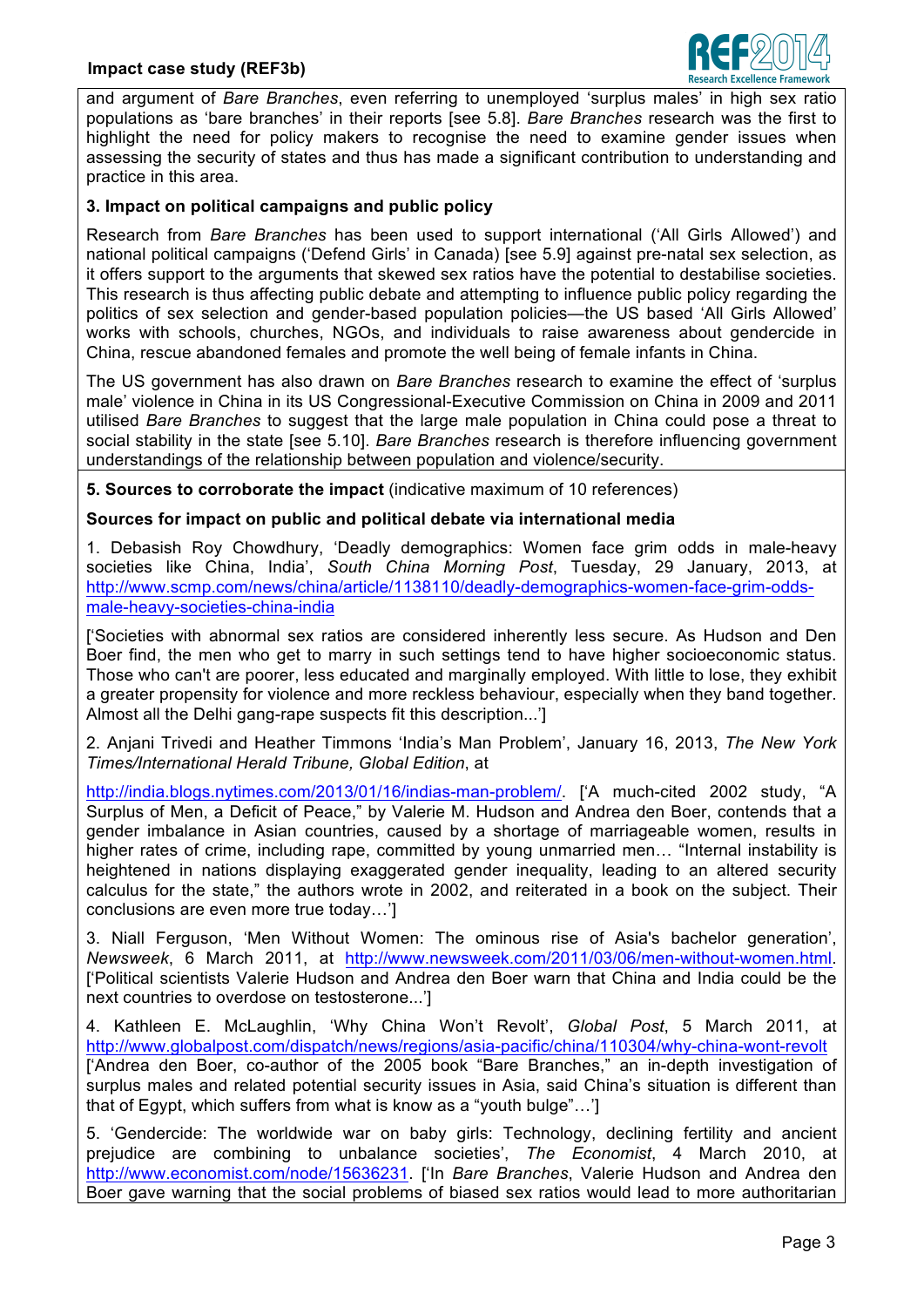and argument of *Bare Branches*, even referring to unemployed 'surplus males' in high sex ratio populations as 'bare branches' in their reports [see 5.8]. *Bare Branches* research was the first to highlight the need for policy makers to recognise the need to examine gender issues when assessing the security of states and thus has made a significant contribution to understanding and practice in this area.

**3. Impact on political campaigns and public policy**

Research from *Bare Branches* has been used to support international ('All Girls Allowed') and national political campaigns ('Defend Girls' in Canada) [see 5.9] against pre-natal sex selection, as it offers support to the arguments that skewed sex ratios have the potential to destabilise societies. This research is thus affecting public debate and attempting to influence public policy regarding the politics of sex selection and gender-based population policies—the US based 'All Girls Allowed' works with schools, churches, NGOs, and individuals to raise awareness about gendercide in China, rescue abandoned females and promote the well being of female infants in China.

The US government has also drawn on *Bare Branches* research to examine the effect of 'surplus male' violence in China in its US Congressional-Executive Commission on China in 2009 and 2011 utilised *Bare Branches* to suggest that the large male population in China could pose a threat to social stability in the state [see 5.10]. *Bare Branches* research is therefore influencing government understandings of the relationship between population and violence/security.

**5. Sources to corroborate the impact** (indicative maximum of 10 references)

**Sources for impact on public and political debate via international media**

1. Debasish Roy Chowdhury, 'Deadly demographics: Women face grim odds in male-heavy societies like China, India', *South China Morning Post*, Tuesday, 29 January, 2013, at http://www.scmp.com/news/china/article/1138110/deadly-demographics-women-face-grim-odds-male-heavy-societies-china-india

['Societies with abnormal sex ratios are considered inherently less secure. As Hudson and Den Boer find, the men who get to marry in such settings tend to have higher socioeconomic status. Those who can't are poorer, less educated and marginally employed. With little to lose, they exhibit a greater propensity for violence and more reckless behaviour, especially when they band together. Almost all the Delhi gang-rape suspects fit this description...']

2. Anjani Trivedi and Heather Timmons 'India's Man Problem', January 16, 2013, *The New York Times/International Herald Tribune, Global Edition*, at

http://india.blogs.nytimes.com/2013/01/16/indias-man-problem/. ['A much-cited 2002 study, "A Surplus of Men, a Deficit of Peace," by Valerie M. Hudson and Andrea den Boer, contends that a gender imbalance in Asian countries, caused by a shortage of marriageable women, results in higher rates of crime, including rape, committed by young unmarried men… "Internal instability is heightened in nations displaying exaggerated gender inequality, leading to an altered security calculus for the state," the authors wrote in 2002, and reiterated in a book on the subject. Their conclusions are even more true today…']

3. Niall Ferguson, 'Men Without Women: The ominous rise of Asia's bachelor generation', *Newsweek*, 6 March 2011, at http://www.newsweek.com/2011/03/06/men-without-women.html. ['Political scientists Valerie Hudson and Andrea den Boer warn that China and India could be the next countries to overdose on testosterone...']

4. Kathleen E. McLaughlin, 'Why China Won't Revolt', *Global Post*, 5 March 2011, at http://www.globalpost.com/dispatch/news/regions/asia-pacific/china/110304/why-china-wont-revolt ['Andrea den Boer, co-author of the 2005 book "Bare Branches," an in-depth investigation of surplus males and related potential security issues in Asia, said China's situation is different than that of Egypt, which suffers from what is know as a "youth bulge"…']

5. 'Gendercide: The worldwide war on baby girls: Technology, declining fertility and ancient prejudice are combining to unbalance societies', *The Economist*, 4 March 2010, at http://www.economist.com/node/15636231. ['In *Bare Branches*, Valerie Hudson and Andrea den Boer gave warning that the social problems of biased sex ratios would lead to more authoritarian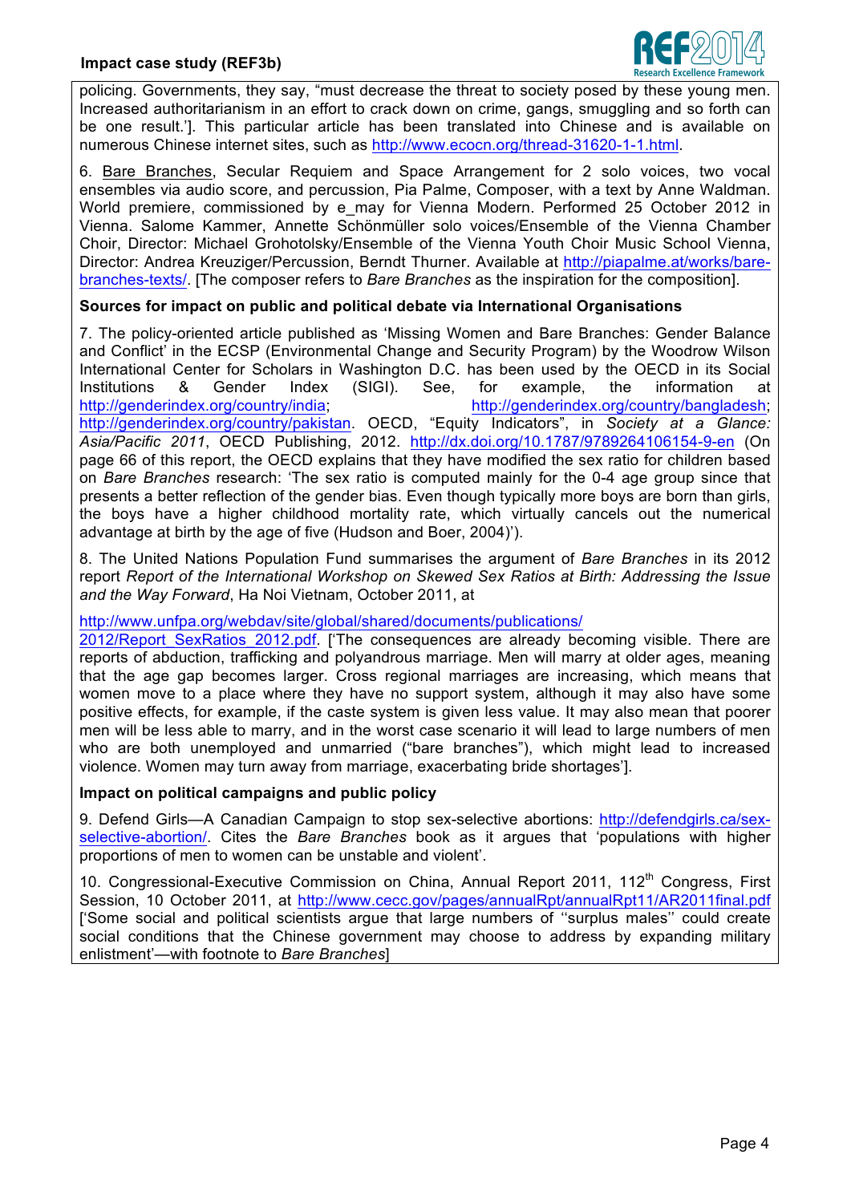policing. Governments, they say, "must decrease the threat to society posed by these young men. Increased authoritarianism in an effort to crack down on crime, gangs, smuggling and so forth can be one result.']. This particular article has been translated into Chinese and is available on numerous Chinese internet sites, such as http://www.ecocn.org/thread-31620-1-1.html.

6. Bare Branches, Secular Requiem and Space Arrangement for 2 solo voices, two vocal ensembles via audio score, and percussion, Pia Palme, Composer, with a text by Anne Waldman. World premiere, commissioned by e_may for Vienna Modern. Performed 25 October 2012 in Vienna. Salome Kammer, Annette Schönmüller solo voices/Ensemble of the Vienna Chamber Choir, Director: Michael Grohotolsky/Ensemble of the Vienna Youth Choir Music School Vienna, Director: Andrea Kreuziger/Percussion, Berndt Thurner. Available at http://piapalme.at/works/bare-branches-texts/. [The composer refers to *Bare Branches* as the inspiration for the composition].

**Sources for impact on public and political debate via International Organisations**

7. The policy-oriented article published as 'Missing Women and Bare Branches: Gender Balance and Conflict' in the ECSP (Environmental Change and Security Program) by the Woodrow Wilson International Center for Scholars in Washington D.C. has been used by the OECD in its Social Institutions & Gender Index (SIGI). See, for example, the information at http://genderindex.org/country/india; http://genderindex.org/country/bangladesh; http://genderindex.org/country/pakistan. OECD, "Equity Indicators", in *Society at a Glance: Asia/Pacific 2011*, OECD Publishing, 2012. http://dx.doi.org/10.1787/9789264106154-9-en (On page 66 of this report, the OECD explains that they have modified the sex ratio for children based on *Bare Branches* research: 'The sex ratio is computed mainly for the 0-4 age group since that presents a better reflection of the gender bias. Even though typically more boys are born than girls, the boys have a higher childhood mortality rate, which virtually cancels out the numerical advantage at birth by the age of five (Hudson and Boer, 2004)').

8. The United Nations Population Fund summarises the argument of *Bare Branches* in its 2012 report *Report of the International Workshop on Skewed Sex Ratios at Birth: Addressing the Issue and the Way Forward*, Ha Noi Vietnam, October 2011, at

http://www.unfpa.org/webdav/site/global/shared/documents/publications/2012/Report_SexRatios_2012.pdf. ['The consequences are already becoming visible. There are reports of abduction, trafficking and polyandrous marriage. Men will marry at older ages, meaning that the age gap becomes larger. Cross regional marriages are increasing, which means that women move to a place where they have no support system, although it may also have some positive effects, for example, if the caste system is given less value. It may also mean that poorer men will be less able to marry, and in the worst case scenario it will lead to large numbers of men who are both unemployed and unmarried ("bare branches"), which might lead to increased violence. Women may turn away from marriage, exacerbating bride shortages'].

**Impact on political campaigns and public policy**

9. Defend Girls—A Canadian Campaign to stop sex-selective abortions: http://defendgirls.ca/sex-selective-abortion/. Cites the *Bare Branches* book as it argues that 'populations with higher proportions of men to women can be unstable and violent'.

10. Congressional-Executive Commission on China, Annual Report 2011, 112th Congress, First Session, 10 October 2011, at http://www.cecc.gov/pages/annualRpt/annualRpt11/AR2011final.pdf ['Some social and political scientists argue that large numbers of ''surplus males'' could create social conditions that the Chinese government may choose to address by expanding military enlistment'—with footnote to *Bare Branches*]